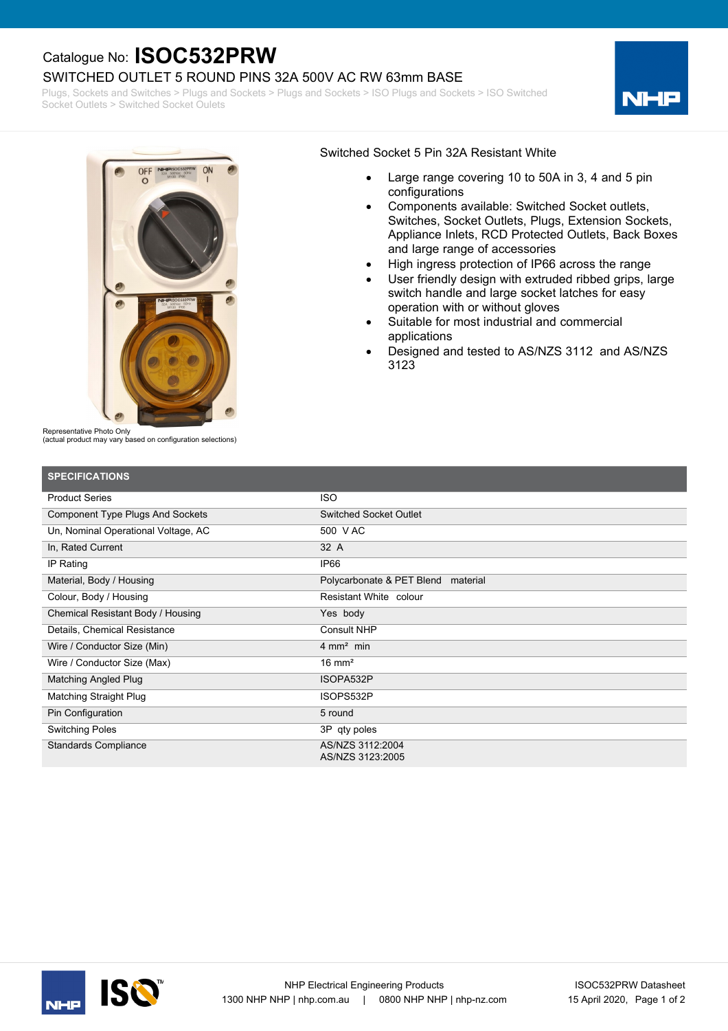Catalogue No: **ISOC532PRW**

# SWITCHED OUTLET 5 ROUND PINS 32A 500V AC RW 63mm BASE

Plugs, Sockets and Switches > Plugs and Sockets > Plugs and Sockets > ISO Plugs and Sockets > ISO Switched Socket Outlets > Switched Socket Oulets

Representative Photo Only
(actual product may vary based on configuration selections)

Switched Socket 5 Pin 32A Resistant White

- Large range covering 10 to 50A in 3, 4 and 5 pin configurations
- Components available: Switched Socket outlets, Switches, Socket Outlets, Plugs, Extension Sockets, Appliance Inlets, RCD Protected Outlets, Back Boxes and large range of accessories
- High ingress protection of IP66 across the range
- User friendly design with extruded ribbed grips, large switch handle and large socket latches for easy operation with or without gloves
- Suitable for most industrial and commercial applications
- Designed and tested to AS/NZS 3112 and AS/NZS 3123

## SPECIFICATIONS

| | |
|---|---|
| Product Series | ISO |
| Component Type Plugs And Sockets | Switched Socket Outlet |
| Un, Nominal Operational Voltage, AC | 500 V AC |
| In, Rated Current | 32 A |
| IP Rating | IP66 |
| Material, Body / Housing | Polycarbonate & PET Blend material |
| Colour, Body / Housing | Resistant White colour |
| Chemical Resistant Body / Housing | Yes body |
| Details, Chemical Resistance | Consult NHP |
| Wire / Conductor Size (Min) | 4 $mm^2$ min |
| Wire / Conductor Size (Max) | 16 $mm^2$ |
| Matching Angled Plug | ISOPA532P |
| Matching Straight Plug | ISOPS532P |
| Pin Configuration | 5 round |
| Switching Poles | 3P qty poles |
| Standards Compliance | AS/NZS 3112:2004<br>AS/NZS 3123:2005 |

NHP Electrical Engineering Products
1300 NHP NHP | nhp.com.au | 0800 NHP NHP | nhp-nz.com

ISOC532PRW Datasheet
15 April 2020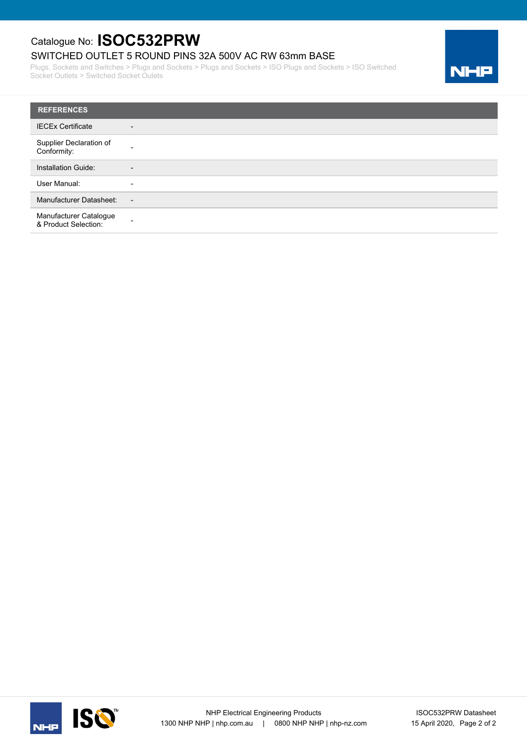Catalogue No: **ISOC532PRW**

SWITCHED OUTLET 5 ROUND PINS 32A 500V AC RW 63mm BASE

Plugs, Sockets and Switches > Plugs and Sockets > Plugs and Sockets > ISO Plugs and Sockets > ISO Switched Socket Outlets > Switched Socket Oulets

| REFERENCES | |
|---|---|
| IECEx Certificate | - |
| Supplier Declaration of Conformity: | - |
| Installation Guide: | - |
| User Manual: | - |
| Manufacturer Datasheet: | - |
| Manufacturer Catalogue & Product Selection: | - |

NHP Electrical Engineering Products
1300 NHP NHP | nhp.com.au | 0800 NHP NHP | nhp-nz.com

ISOC532PRW Datasheet
15 April 2020